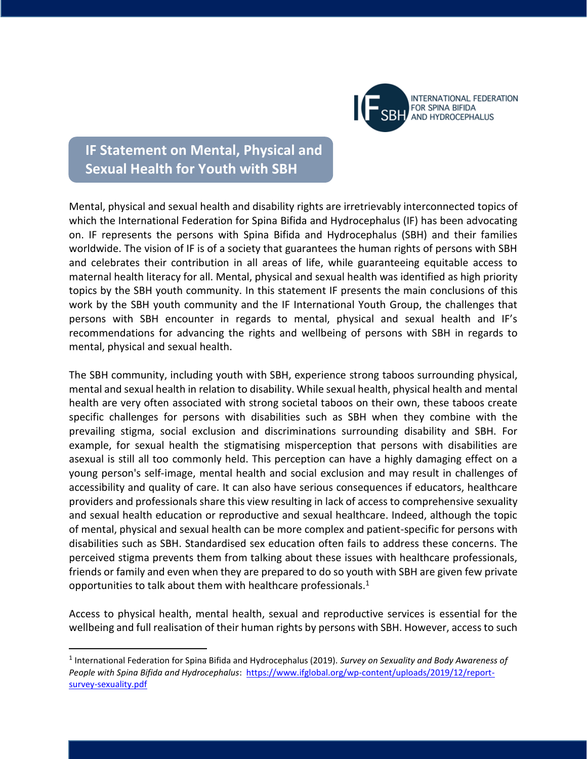INTERNATIONAL FEDERATION FOR SPINA BIFIDA AND HYDROCEPHALUS

# IF Statement on Mental, Physical and Sexual Health for Youth with SBH

Mental, physical and sexual health and disability rights are irretrievably interconnected topics of which the International Federation for Spina Bifida and Hydrocephalus (IF) has been advocating on. IF represents the persons with Spina Bifida and Hydrocephalus (SBH) and their families worldwide. The vision of IF is of a society that guarantees the human rights of persons with SBH and celebrates their contribution in all areas of life, while guaranteeing equitable access to maternal health literacy for all. Mental, physical and sexual health was identified as high priority topics by the SBH youth community. In this statement IF presents the main conclusions of this work by the SBH youth community and the IF International Youth Group, the challenges that persons with SBH encounter in regards to mental, physical and sexual health and IF's recommendations for advancing the rights and wellbeing of persons with SBH in regards to mental, physical and sexual health.

The SBH community, including youth with SBH, experience strong taboos surrounding physical, mental and sexual health in relation to disability. While sexual health, physical health and mental health are very often associated with strong societal taboos on their own, these taboos create specific challenges for persons with disabilities such as SBH when they combine with the prevailing stigma, social exclusion and discriminations surrounding disability and SBH. For example, for sexual health the stigmatising misperception that persons with disabilities are asexual is still all too commonly held. This perception can have a highly damaging effect on a young person's self-image, mental health and social exclusion and may result in challenges of accessibility and quality of care. It can also have serious consequences if educators, healthcare providers and professionals share this view resulting in lack of access to comprehensive sexuality and sexual health education or reproductive and sexual healthcare. Indeed, although the topic of mental, physical and sexual health can be more complex and patient-specific for persons with disabilities such as SBH. Standardised sex education often fails to address these concerns. The perceived stigma prevents them from talking about these issues with healthcare professionals, friends or family and even when they are prepared to do so youth with SBH are given few private opportunities to talk about them with healthcare professionals.[1]

Access to physical health, mental health, sexual and reproductive services is essential for the wellbeing and full realisation of their human rights by persons with SBH. However, access to such

[1] International Federation for Spina Bifida and Hydrocephalus (2019). *Survey on Sexuality and Body Awareness of People with Spina Bifida and Hydrocephalus*: https://www.ifglobal.org/wp-content/uploads/2019/12/report-survey-sexuality.pdf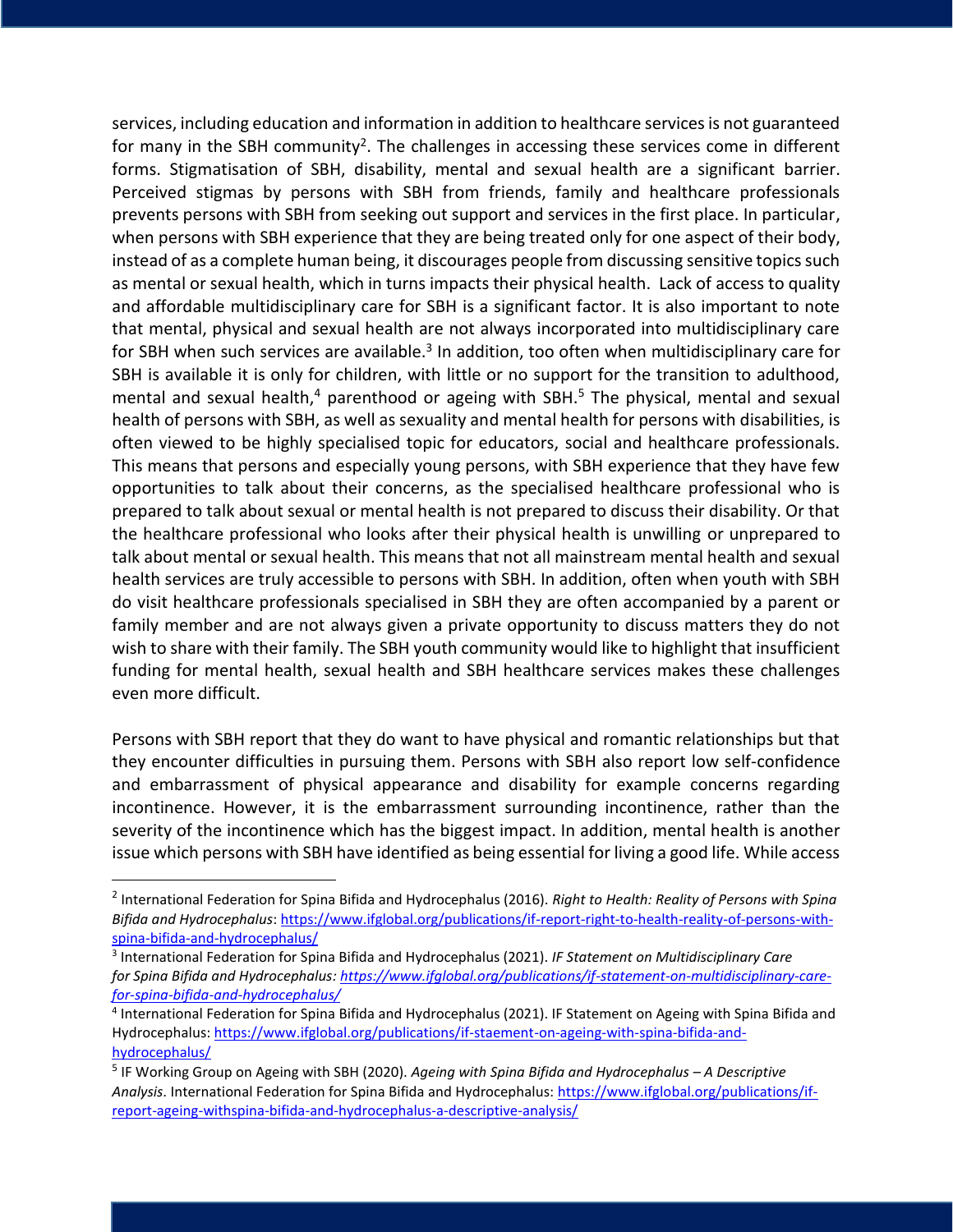services, including education and information in addition to healthcare services is not guaranteed for many in the SBH community[2]. The challenges in accessing these services come in different forms. Stigmatisation of SBH, disability, mental and sexual health are a significant barrier. Perceived stigmas by persons with SBH from friends, family and healthcare professionals prevents persons with SBH from seeking out support and services in the first place. In particular, when persons with SBH experience that they are being treated only for one aspect of their body, instead of as a complete human being, it discourages people from discussing sensitive topics such as mental or sexual health, which in turns impacts their physical health. Lack of access to quality and affordable multidisciplinary care for SBH is a significant factor. It is also important to note that mental, physical and sexual health are not always incorporated into multidisciplinary care for SBH when such services are available.[3] In addition, too often when multidisciplinary care for SBH is available it is only for children, with little or no support for the transition to adulthood, mental and sexual health,[4] parenthood or ageing with SBH.[5] The physical, mental and sexual health of persons with SBH, as well as sexuality and mental health for persons with disabilities, is often viewed to be highly specialised topic for educators, social and healthcare professionals. This means that persons and especially young persons, with SBH experience that they have few opportunities to talk about their concerns, as the specialised healthcare professional who is prepared to talk about sexual or mental health is not prepared to discuss their disability. Or that the healthcare professional who looks after their physical health is unwilling or unprepared to talk about mental or sexual health. This means that not all mainstream mental health and sexual health services are truly accessible to persons with SBH. In addition, often when youth with SBH do visit healthcare professionals specialised in SBH they are often accompanied by a parent or family member and are not always given a private opportunity to discuss matters they do not wish to share with their family. The SBH youth community would like to highlight that insufficient funding for mental health, sexual health and SBH healthcare services makes these challenges even more difficult.

Persons with SBH report that they do want to have physical and romantic relationships but that they encounter difficulties in pursuing them. Persons with SBH also report low self-confidence and embarrassment of physical appearance and disability for example concerns regarding incontinence. However, it is the embarrassment surrounding incontinence, rather than the severity of the incontinence which has the biggest impact. In addition, mental health is another issue which persons with SBH have identified as being essential for living a good life. While access

---

[2] International Federation for Spina Bifida and Hydrocephalus (2016). *Right to Health: Reality of Persons with Spina Bifida and Hydrocephalus*: https://www.ifglobal.org/publications/if-report-right-to-health-reality-of-persons-with-spina-bifida-and-hydrocephalus/

[3] International Federation for Spina Bifida and Hydrocephalus (2021). *IF Statement on Multidisciplinary Care for Spina Bifida and Hydrocephalus: https://www.ifglobal.org/publications/if-statement-on-multidisciplinary-care-for-spina-bifida-and-hydrocephalus/*

[4] International Federation for Spina Bifida and Hydrocephalus (2021). IF Statement on Ageing with Spina Bifida and Hydrocephalus: https://www.ifglobal.org/publications/if-staement-on-ageing-with-spina-bifida-and-hydrocephalus/

[5] IF Working Group on Ageing with SBH (2020). *Ageing with Spina Bifida and Hydrocephalus – A Descriptive Analysis*. International Federation for Spina Bifida and Hydrocephalus: https://www.ifglobal.org/publications/if-report-ageing-withspina-bifida-and-hydrocephalus-a-descriptive-analysis/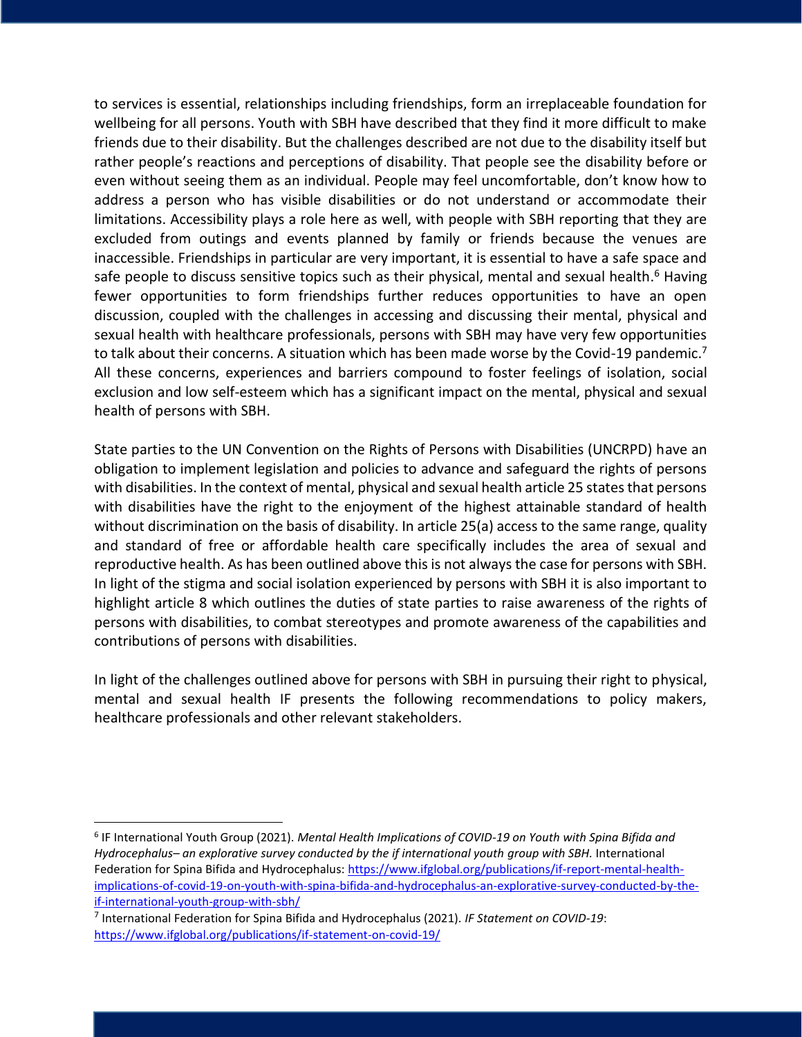to services is essential, relationships including friendships, form an irreplaceable foundation for wellbeing for all persons. Youth with SBH have described that they find it more difficult to make friends due to their disability. But the challenges described are not due to the disability itself but rather people's reactions and perceptions of disability. That people see the disability before or even without seeing them as an individual. People may feel uncomfortable, don't know how to address a person who has visible disabilities or do not understand or accommodate their limitations. Accessibility plays a role here as well, with people with SBH reporting that they are excluded from outings and events planned by family or friends because the venues are inaccessible. Friendships in particular are very important, it is essential to have a safe space and safe people to discuss sensitive topics such as their physical, mental and sexual health.[6] Having fewer opportunities to form friendships further reduces opportunities to have an open discussion, coupled with the challenges in accessing and discussing their mental, physical and sexual health with healthcare professionals, persons with SBH may have very few opportunities to talk about their concerns. A situation which has been made worse by the Covid-19 pandemic.[7] All these concerns, experiences and barriers compound to foster feelings of isolation, social exclusion and low self-esteem which has a significant impact on the mental, physical and sexual health of persons with SBH.

State parties to the UN Convention on the Rights of Persons with Disabilities (UNCRPD) have an obligation to implement legislation and policies to advance and safeguard the rights of persons with disabilities. In the context of mental, physical and sexual health article 25 states that persons with disabilities have the right to the enjoyment of the highest attainable standard of health without discrimination on the basis of disability. In article 25(a) access to the same range, quality and standard of free or affordable health care specifically includes the area of sexual and reproductive health. As has been outlined above this is not always the case for persons with SBH. In light of the stigma and social isolation experienced by persons with SBH it is also important to highlight article 8 which outlines the duties of state parties to raise awareness of the rights of persons with disabilities, to combat stereotypes and promote awareness of the capabilities and contributions of persons with disabilities.

In light of the challenges outlined above for persons with SBH in pursuing their right to physical, mental and sexual health IF presents the following recommendations to policy makers, healthcare professionals and other relevant stakeholders.

---

[6] IF International Youth Group (2021). *Mental Health Implications of COVID-19 on Youth with Spina Bifida and Hydrocephalus– an explorative survey conducted by the if international youth group with SBH.* International Federation for Spina Bifida and Hydrocephalus: https://www.ifglobal.org/publications/if-report-mental-health-implications-of-covid-19-on-youth-with-spina-bifida-and-hydrocephalus-an-explorative-survey-conducted-by-the-if-international-youth-group-with-sbh/

[7] International Federation for Spina Bifida and Hydrocephalus (2021). *IF Statement on COVID-19*: https://www.ifglobal.org/publications/if-statement-on-covid-19/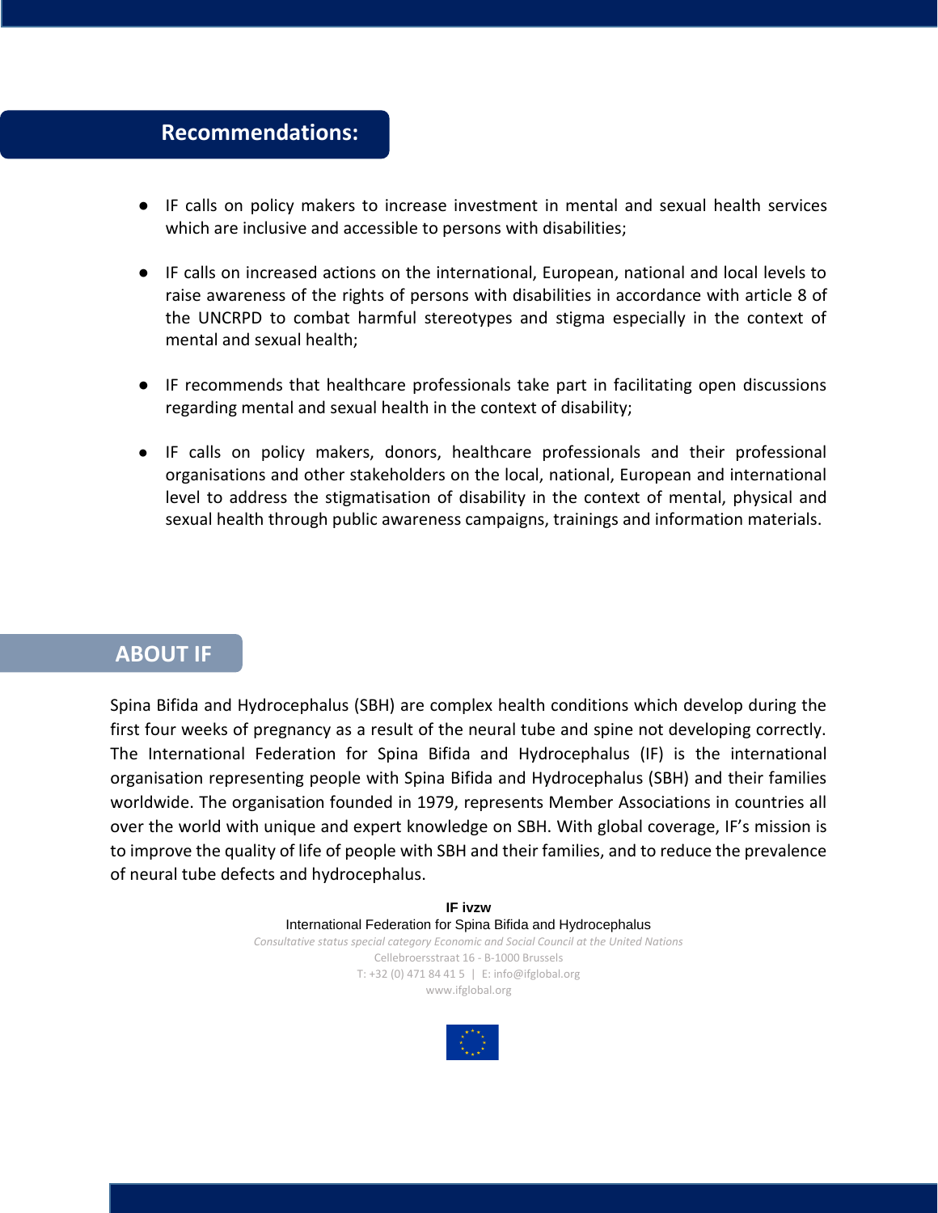## Recommendations:

- IF calls on policy makers to increase investment in mental and sexual health services which are inclusive and accessible to persons with disabilities;

- IF calls on increased actions on the international, European, national and local levels to raise awareness of the rights of persons with disabilities in accordance with article 8 of the UNCRPD to combat harmful stereotypes and stigma especially in the context of mental and sexual health;

- IF recommends that healthcare professionals take part in facilitating open discussions regarding mental and sexual health in the context of disability;

- IF calls on policy makers, donors, healthcare professionals and their professional organisations and other stakeholders on the local, national, European and international level to address the stigmatisation of disability in the context of mental, physical and sexual health through public awareness campaigns, trainings and information materials.

## ABOUT IF

Spina Bifida and Hydrocephalus (SBH) are complex health conditions which develop during the first four weeks of pregnancy as a result of the neural tube and spine not developing correctly. The International Federation for Spina Bifida and Hydrocephalus (IF) is the international organisation representing people with Spina Bifida and Hydrocephalus (SBH) and their families worldwide. The organisation founded in 1979, represents Member Associations in countries all over the world with unique and expert knowledge on SBH. With global coverage, IF's mission is to improve the quality of life of people with SBH and their families, and to reduce the prevalence of neural tube defects and hydrocephalus.

**IF ivzw**
International Federation for Spina Bifida and Hydrocephalus
*Consultative status special category Economic and Social Council at the United Nations*
Cellebroersstraat 16 - B-1000 Brussels
T: +32 (0) 471 84 41 5 | E: info@ifglobal.org
www.ifglobal.org